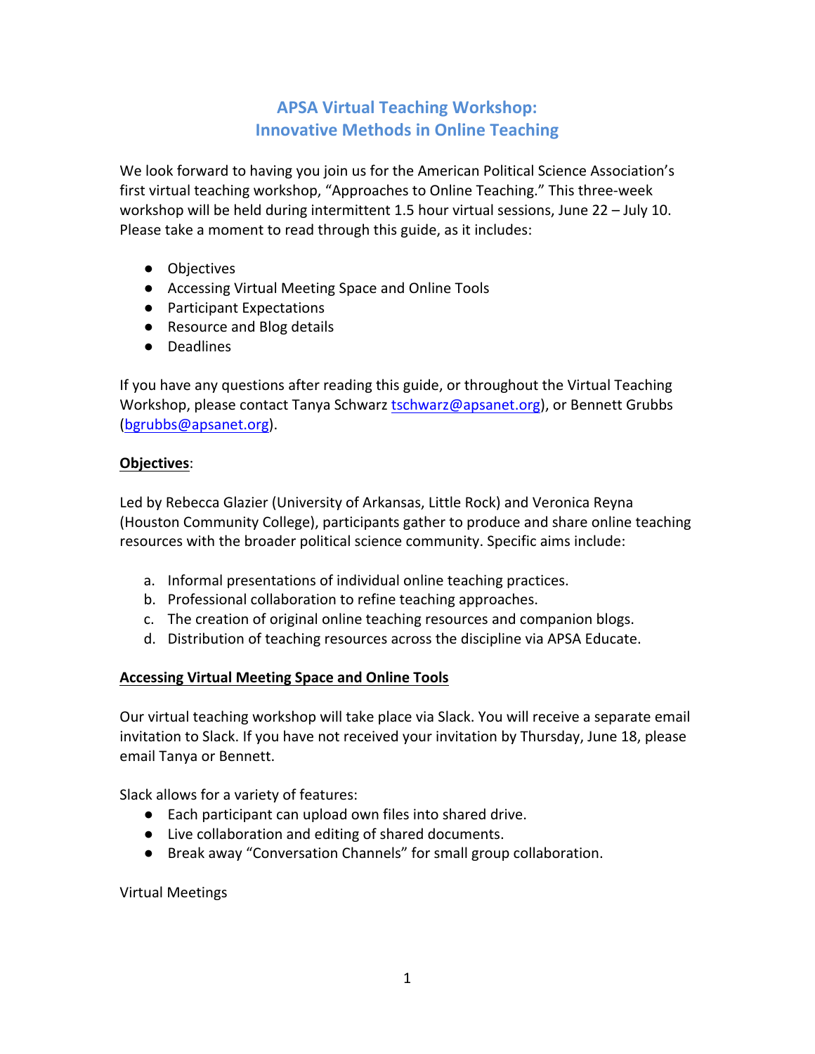# APSA Virtual Teaching Workshop:
# Innovative Methods in Online Teaching

We look forward to having you join us for the American Political Science Association's first virtual teaching workshop, "Approaches to Online Teaching." This three-week workshop will be held during intermittent 1.5 hour virtual sessions, June 22 – July 10. Please take a moment to read through this guide, as it includes:

- Objectives
- Accessing Virtual Meeting Space and Online Tools
- Participant Expectations
- Resource and Blog details
- Deadlines

If you have any questions after reading this guide, or throughout the Virtual Teaching Workshop, please contact Tanya Schwarz tschwarz@apsanet.org), or Bennett Grubbs (bgrubbs@apsanet.org).

**Objectives**:

Led by Rebecca Glazier (University of Arkansas, Little Rock) and Veronica Reyna (Houston Community College), participants gather to produce and share online teaching resources with the broader political science community. Specific aims include:

a. Informal presentations of individual online teaching practices.
b. Professional collaboration to refine teaching approaches.
c. The creation of original online teaching resources and companion blogs.
d. Distribution of teaching resources across the discipline via APSA Educate.

**Accessing Virtual Meeting Space and Online Tools**

Our virtual teaching workshop will take place via Slack. You will receive a separate email invitation to Slack. If you have not received your invitation by Thursday, June 18, please email Tanya or Bennett.

Slack allows for a variety of features:

- Each participant can upload own files into shared drive.
- Live collaboration and editing of shared documents.
- Break away "Conversation Channels" for small group collaboration.

Virtual Meetings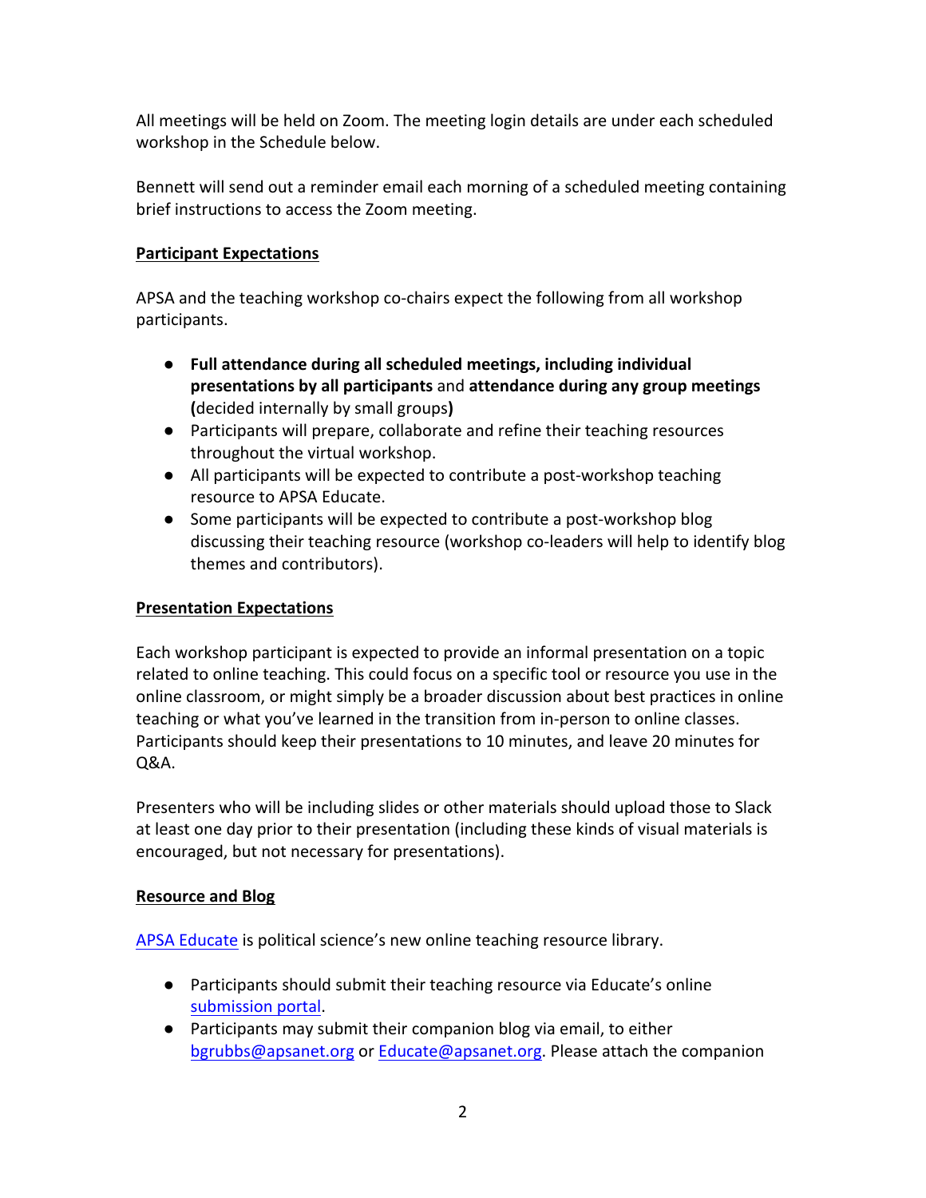All meetings will be held on Zoom. The meeting login details are under each scheduled workshop in the Schedule below.

Bennett will send out a reminder email each morning of a scheduled meeting containing brief instructions to access the Zoom meeting.

## Participant Expectations

APSA and the teaching workshop co-chairs expect the following from all workshop participants.

- **Full attendance during all scheduled meetings, including individual presentations by all participants** and **attendance during any group meetings (**decided internally by small groups**)**
- Participants will prepare, collaborate and refine their teaching resources throughout the virtual workshop.
- All participants will be expected to contribute a post-workshop teaching resource to APSA Educate.
- Some participants will be expected to contribute a post-workshop blog discussing their teaching resource (workshop co-leaders will help to identify blog themes and contributors).

## Presentation Expectations

Each workshop participant is expected to provide an informal presentation on a topic related to online teaching. This could focus on a specific tool or resource you use in the online classroom, or might simply be a broader discussion about best practices in online teaching or what you've learned in the transition from in-person to online classes. Participants should keep their presentations to 10 minutes, and leave 20 minutes for Q&A.

Presenters who will be including slides or other materials should upload those to Slack at least one day prior to their presentation (including these kinds of visual materials is encouraged, but not necessary for presentations).

## Resource and Blog

APSA Educate is political science's new online teaching resource library.

- Participants should submit their teaching resource via Educate's online submission portal.
- Participants may submit their companion blog via email, to either bgrubbs@apsanet.org or Educate@apsanet.org. Please attach the companion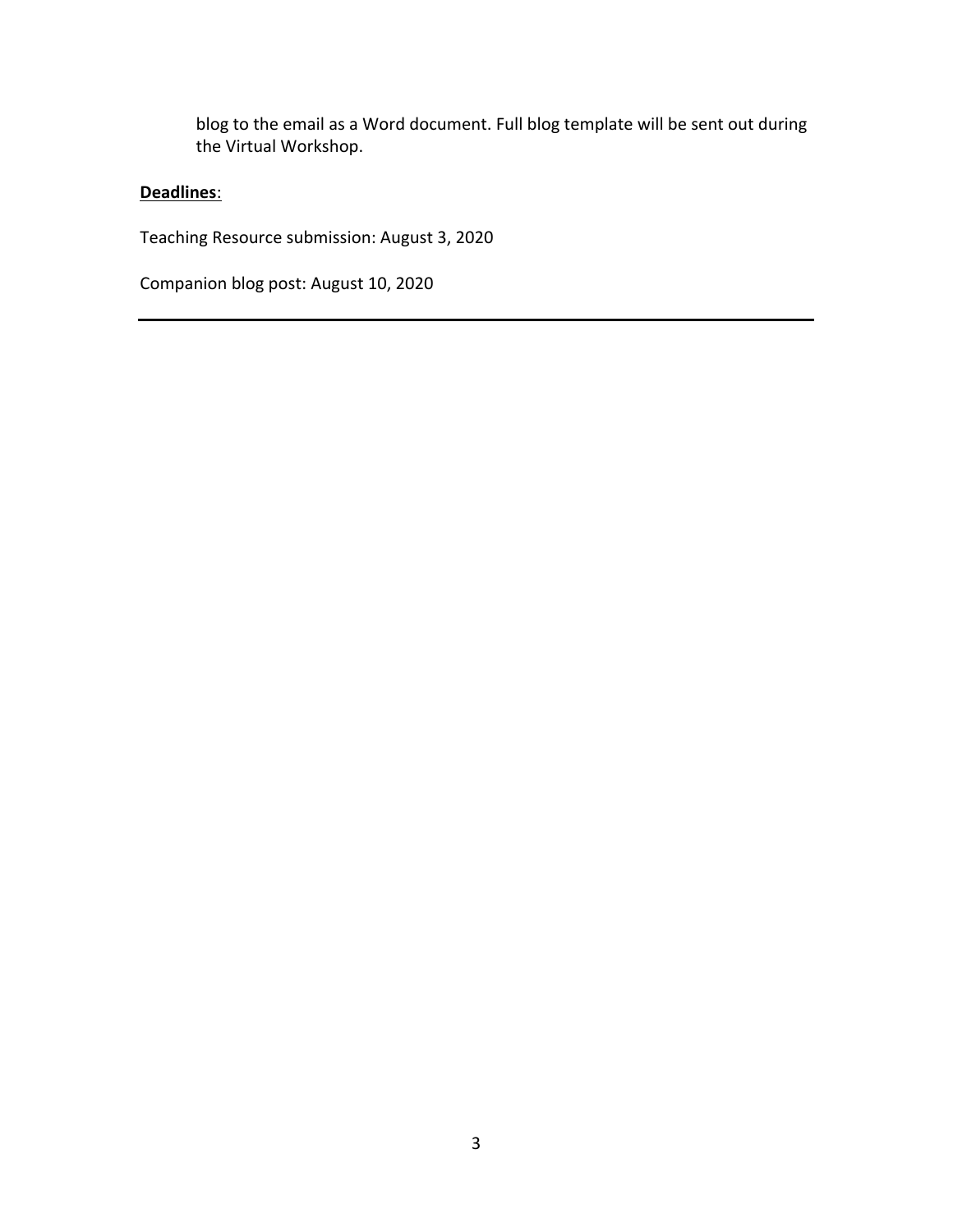blog to the email as a Word document. Full blog template will be sent out during the Virtual Workshop.

**Deadlines**:

Teaching Resource submission: August 3, 2020

Companion blog post: August 10, 2020

---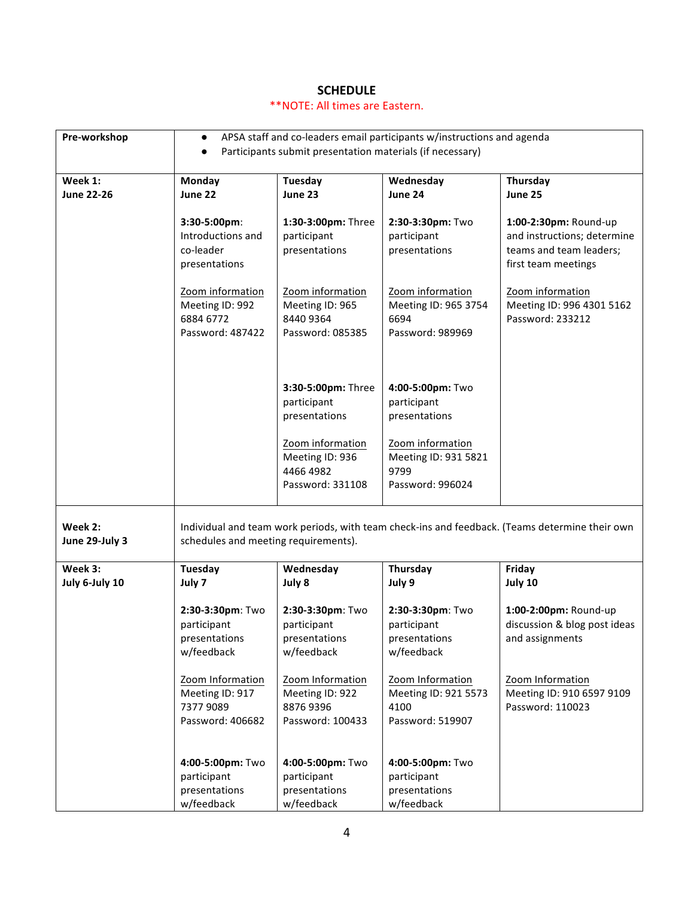## SCHEDULE

**NOTE: All times are Eastern.

| **Pre-workshop** | • APSA staff and co-leaders email participants w/instructions and agenda<br>• Participants submit presentation materials (if necessary) | | | |
|---|---|---|---|---|
| **Week 1:**<br>**June 22-26** | **Monday**<br>**June 22**<br><br>**3:30-5:00pm**: Introductions and co-leader presentations<br><br>Zoom information<br>Meeting ID: 992 6884 6772<br>Password: 487422 | **Tuesday**<br>**June 23**<br><br>**1:30-3:00pm:** Three participant presentations<br><br>Zoom information<br>Meeting ID: 965 8440 9364<br>Password: 085385<br><br>**3:30-5:00pm:** Three participant presentations<br><br>Zoom information<br>Meeting ID: 936 4466 4982<br>Password: 331108 | **Wednesday**<br>**June 24**<br><br>**2:30-3:30pm:** Two participant presentations<br><br>Zoom information<br>Meeting ID: 965 3754 6694<br>Password: 989969<br><br>**4:00-5:00pm:** Two participant presentations<br><br>Zoom information<br>Meeting ID: 931 5821 9799<br>Password: 996024 | **Thursday**<br>**June 25**<br><br>**1:00-2:30pm:** Round-up and instructions; determine teams and team leaders; first team meetings<br><br>Zoom information<br>Meeting ID: 996 4301 5162<br>Password: 233212 |
| **Week 2:**<br>**June 29-July 3** | Individual and team work periods, with team check-ins and feedback. (Teams determine their own schedules and meeting requirements). | | | |
| **Week 3:**<br>**July 6-July 10** | **Tuesday**<br>**July 7**<br><br>**2:30-3:30pm**: Two participant presentations w/feedback<br><br>Zoom Information<br>Meeting ID: 917 7377 9089<br>Password: 406682<br><br>**4:00-5:00pm:** Two participant presentations w/feedback | **Wednesday**<br>**July 8**<br><br>**2:30-3:30pm:** Two participant presentations w/feedback<br><br>Zoom Information<br>Meeting ID: 922 8876 9396<br>Password: 100433<br><br>**4:00-5:00pm:** Two participant presentations w/feedback | **Thursday**<br>**July 9**<br><br>**2:30-3:30pm**: Two participant presentations w/feedback<br><br>Zoom Information<br>Meeting ID: 921 5573 4100<br>Password: 519907<br><br>**4:00-5:00pm:** Two participant presentations w/feedback | **Friday**<br>**July 10**<br><br>**1:00-2:00pm:** Round-up discussion & blog post ideas and assignments<br><br>Zoom Information<br>Meeting ID: 910 6597 9109<br>Password: 110023 |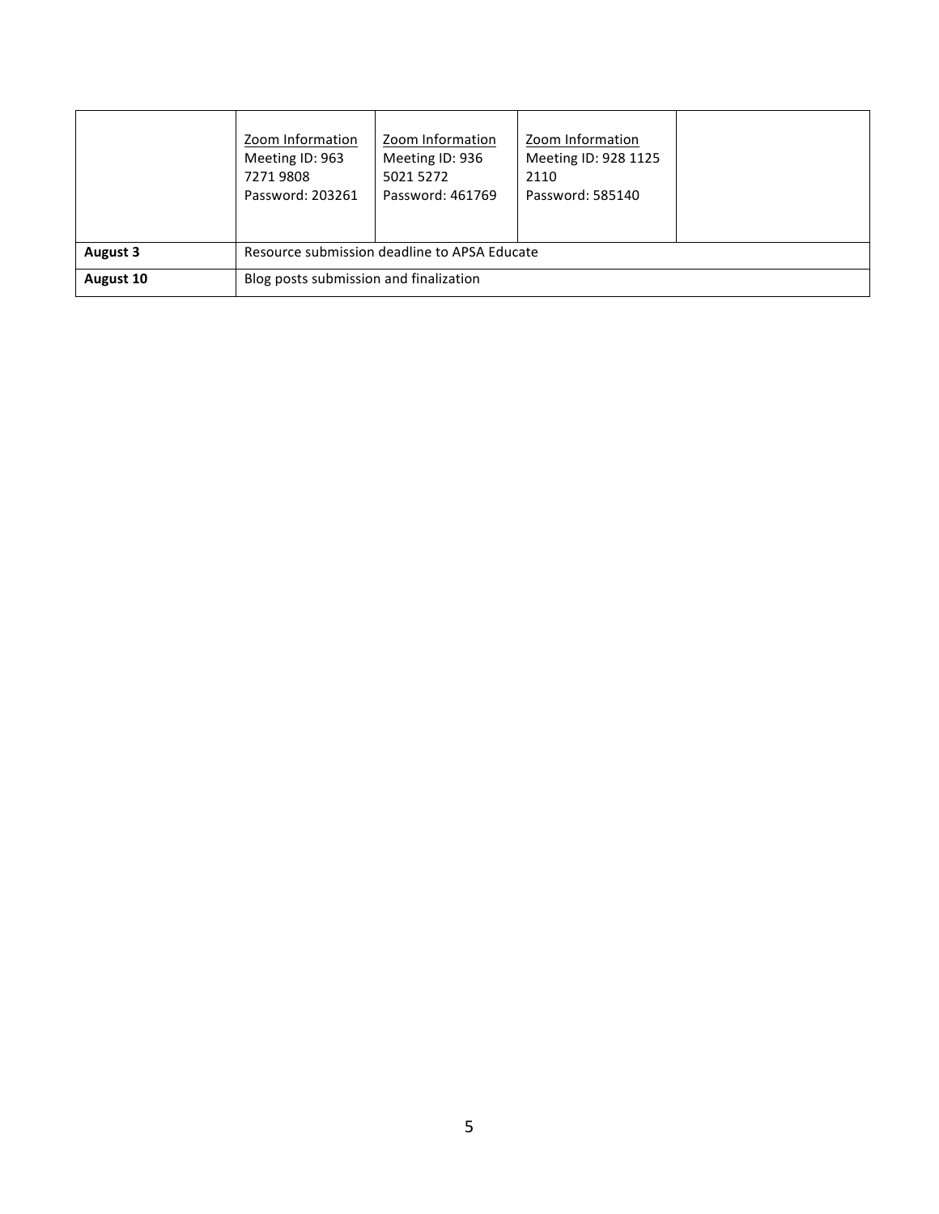| | | | | |
|---|---|---|---|---|
| | Zoom Information<br>Meeting ID: 963 7271 9808<br>Password: 203261 | Zoom Information<br>Meeting ID: 936 5021 5272<br>Password: 461769 | Zoom Information<br>Meeting ID: 928 1125 2110<br>Password: 585140 | |
| **August 3** | Resource submission deadline to APSA Educate | | | |
| **August 10** | Blog posts submission and finalization | | | |